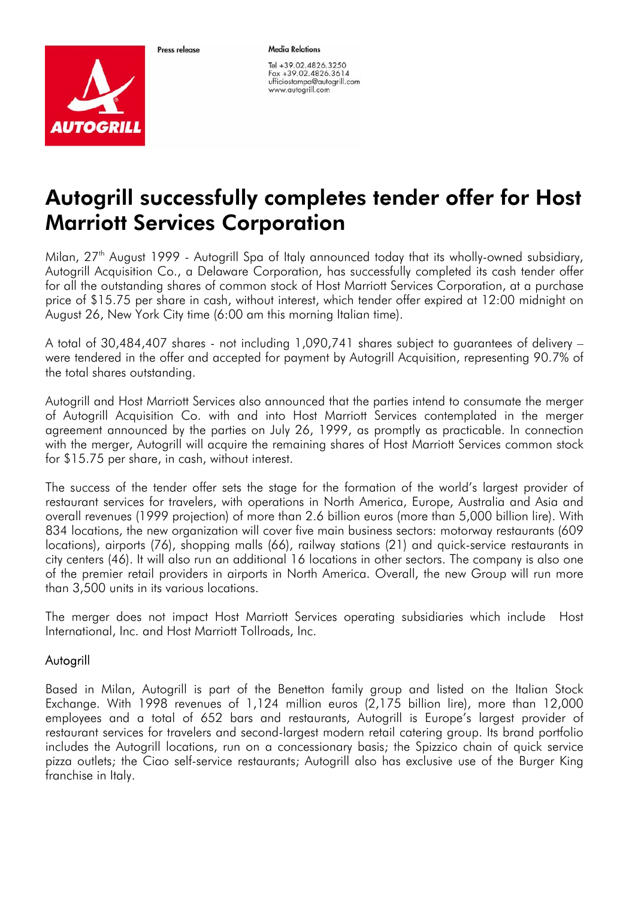Press release

**Media Relations**

Tel +39.02.4826.3250
Fax +39.02.4826.3614
ufficiostampa@autogrill.com
www.autogrill.com

# Autogrill successfully completes tender offer for Host Marriott Services Corporation

Milan, 27th August 1999 - Autogrill Spa of Italy announced today that its wholly-owned subsidiary, Autogrill Acquisition Co., a Delaware Corporation, has successfully completed its cash tender offer for all the outstanding shares of common stock of Host Marriott Services Corporation, at a purchase price of $15.75 per share in cash, without interest, which tender offer expired at 12:00 midnight on August 26, New York City time (6:00 am this morning Italian time).

A total of 30,484,407 shares - not including 1,090,741 shares subject to guarantees of delivery – were tendered in the offer and accepted for payment by Autogrill Acquisition, representing 90.7% of the total shares outstanding.

Autogrill and Host Marriott Services also announced that the parties intend to consumate the merger of Autogrill Acquisition Co. with and into Host Marriott Services contemplated in the merger agreement announced by the parties on July 26, 1999, as promptly as practicable. In connection with the merger, Autogrill will acquire the remaining shares of Host Marriott Services common stock for $15.75 per share, in cash, without interest.

The success of the tender offer sets the stage for the formation of the world's largest provider of restaurant services for travelers, with operations in North America, Europe, Australia and Asia and overall revenues (1999 projection) of more than 2.6 billion euros (more than 5,000 billion lire). With 834 locations, the new organization will cover five main business sectors: motorway restaurants (609 locations), airports (76), shopping malls (66), railway stations (21) and quick-service restaurants in city centers (46). It will also run an additional 16 locations in other sectors. The company is also one of the premier retail providers in airports in North America. Overall, the new Group will run more than 3,500 units in its various locations.

The merger does not impact Host Marriott Services operating subsidiaries which include Host International, Inc. and Host Marriott Tollroads, Inc.

## Autogrill

Based in Milan, Autogrill is part of the Benetton family group and listed on the Italian Stock Exchange. With 1998 revenues of 1,124 million euros (2,175 billion lire), more than 12,000 employees and a total of 652 bars and restaurants, Autogrill is Europe's largest provider of restaurant services for travelers and second-largest modern retail catering group. Its brand portfolio includes the Autogrill locations, run on a concessionary basis; the Spizzico chain of quick service pizza outlets; the Ciao self-service restaurants; Autogrill also has exclusive use of the Burger King franchise in Italy.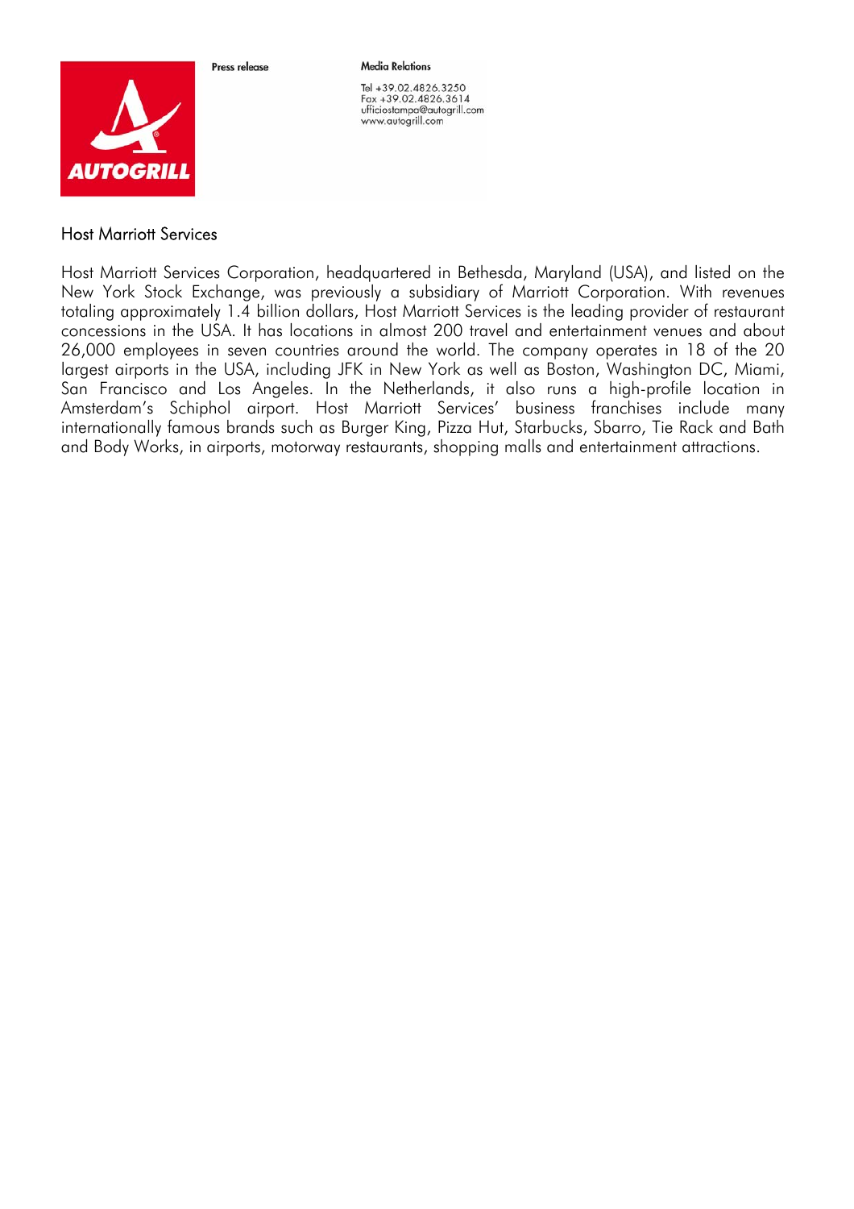Press release

**Media Relations**

Tel +39.02.4826.3250
Fax +39.02.4826.3614
ufficiostampa@autogrill.com
www.autogrill.com

## Host Marriott Services

Host Marriott Services Corporation, headquartered in Bethesda, Maryland (USA), and listed on the New York Stock Exchange, was previously a subsidiary of Marriott Corporation. With revenues totaling approximately 1.4 billion dollars, Host Marriott Services is the leading provider of restaurant concessions in the USA. It has locations in almost 200 travel and entertainment venues and about 26,000 employees in seven countries around the world. The company operates in 18 of the 20 largest airports in the USA, including JFK in New York as well as Boston, Washington DC, Miami, San Francisco and Los Angeles. In the Netherlands, it also runs a high-profile location in Amsterdam's Schiphol airport. Host Marriott Services' business franchises include many internationally famous brands such as Burger King, Pizza Hut, Starbucks, Sbarro, Tie Rack and Bath and Body Works, in airports, motorway restaurants, shopping malls and entertainment attractions.